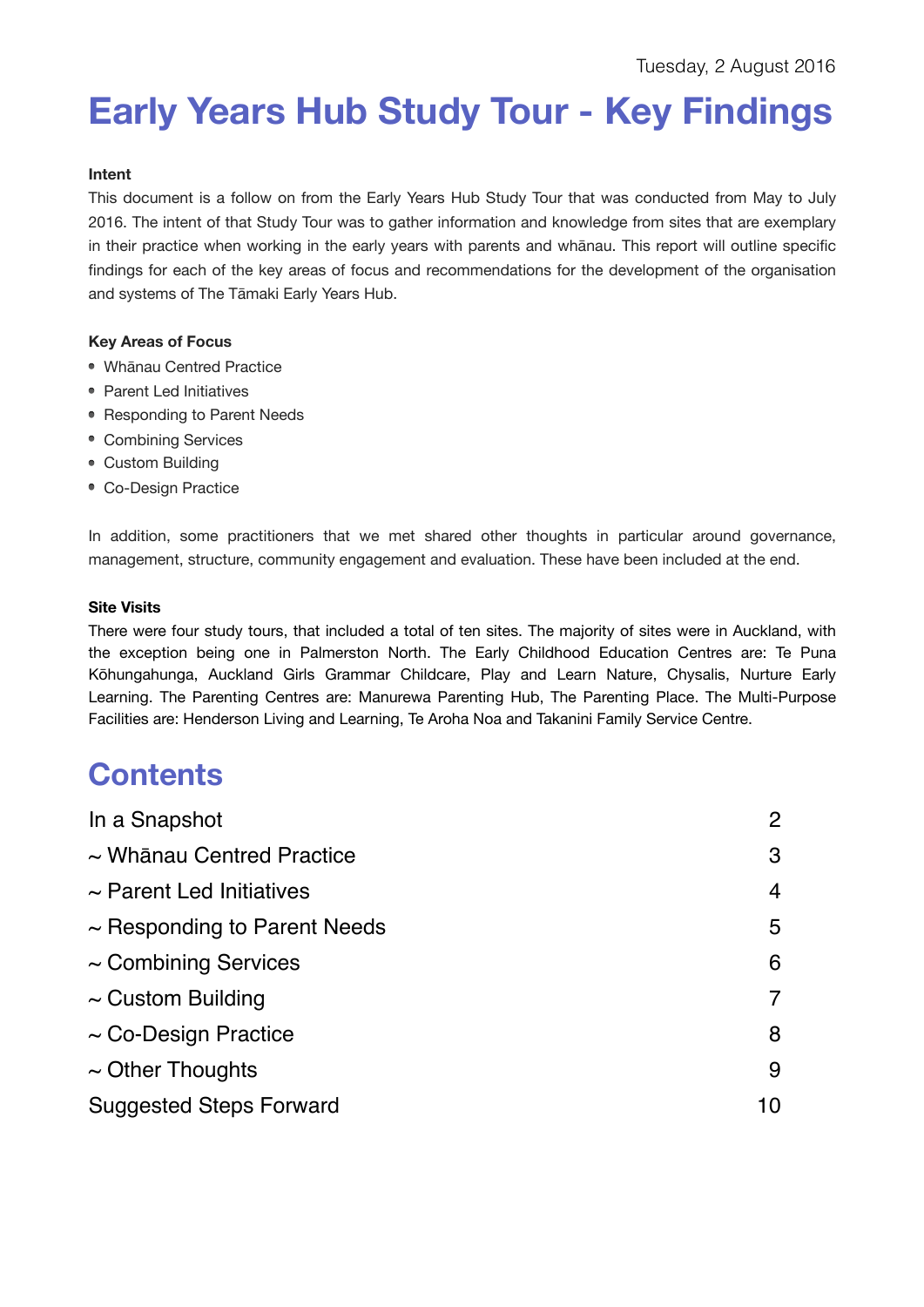Tuesday, 2 August 2016

# Early Years Hub Study Tour - Key Findings

**Intent**

This document is a follow on from the Early Years Hub Study Tour that was conducted from May to July 2016. The intent of that Study Tour was to gather information and knowledge from sites that are exemplary in their practice when working in the early years with parents and whānau. This report will outline specific findings for each of the key areas of focus and recommendations for the development of the organisation and systems of The Tāmaki Early Years Hub.

**Key Areas of Focus**

- Whānau Centred Practice
- Parent Led Initiatives
- Responding to Parent Needs
- Combining Services
- Custom Building
- Co-Design Practice

In addition, some practitioners that we met shared other thoughts in particular around governance, management, structure, community engagement and evaluation. These have been included at the end.

**Site Visits**

There were four study tours, that included a total of ten sites. The majority of sites were in Auckland, with the exception being one in Palmerston North. The Early Childhood Education Centres are: Te Puna Kōhungahunga, Auckland Girls Grammar Childcare, Play and Learn Nature, Chysalis, Nurture Early Learning. The Parenting Centres are: Manurewa Parenting Hub, The Parenting Place. The Multi-Purpose Facilities are: Henderson Living and Learning, Te Aroha Noa and Takanini Family Service Centre.

## Contents

| | |
|---|---|
| In a Snapshot | 2 |
| ~ Whānau Centred Practice | 3 |
| ~ Parent Led Initiatives | 4 |
| ~ Responding to Parent Needs | 5 |
| ~ Combining Services | 6 |
| ~ Custom Building | 7 |
| ~ Co-Design Practice | 8 |
| ~ Other Thoughts | 9 |
| Suggested Steps Forward | 10 |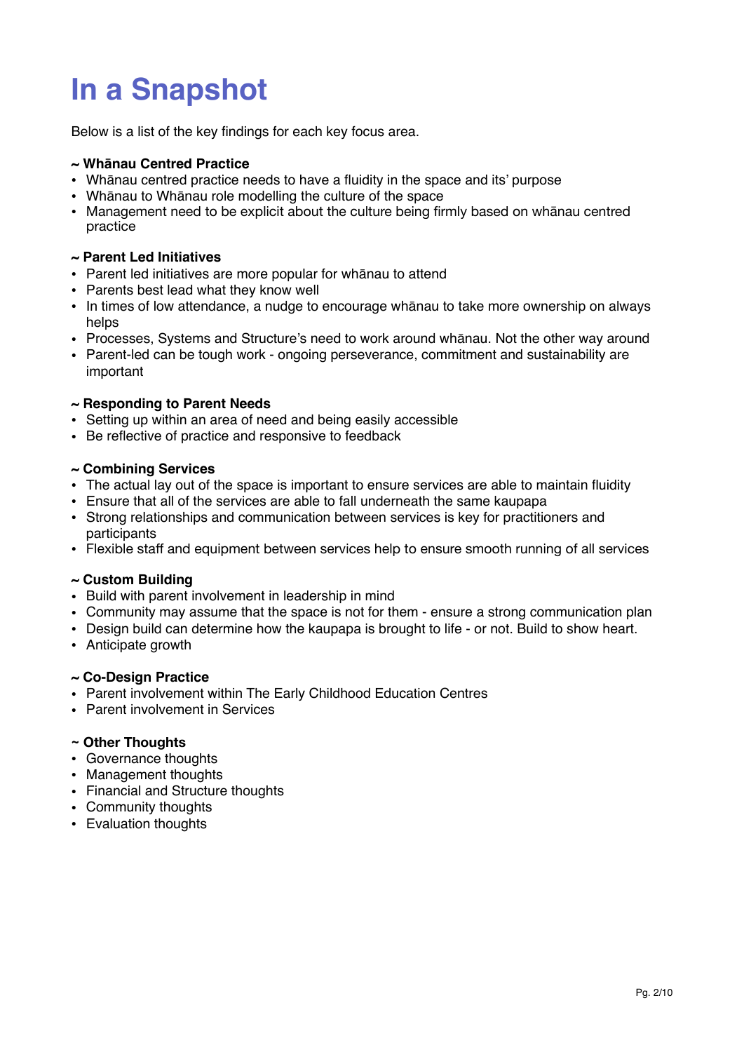# In a Snapshot

Below is a list of the key findings for each key focus area.

**~ Whānau Centred Practice**

- Whānau centred practice needs to have a fluidity in the space and its' purpose
- Whānau to Whānau role modelling the culture of the space
- Management need to be explicit about the culture being firmly based on whānau centred practice

**~ Parent Led Initiatives**

- Parent led initiatives are more popular for whānau to attend
- Parents best lead what they know well
- In times of low attendance, a nudge to encourage whānau to take more ownership on always helps
- Processes, Systems and Structure's need to work around whānau. Not the other way around
- Parent-led can be tough work - ongoing perseverance, commitment and sustainability are important

**~ Responding to Parent Needs**

- Setting up within an area of need and being easily accessible
- Be reflective of practice and responsive to feedback

**~ Combining Services**

- The actual lay out of the space is important to ensure services are able to maintain fluidity
- Ensure that all of the services are able to fall underneath the same kaupapa
- Strong relationships and communication between services is key for practitioners and participants
- Flexible staff and equipment between services help to ensure smooth running of all services

**~ Custom Building**

- Build with parent involvement in leadership in mind
- Community may assume that the space is not for them - ensure a strong communication plan
- Design build can determine how the kaupapa is brought to life - or not. Build to show heart.
- Anticipate growth

**~ Co-Design Practice**

- Parent involvement within The Early Childhood Education Centres
- Parent involvement in Services

**~ Other Thoughts**

- Governance thoughts
- Management thoughts
- Financial and Structure thoughts
- Community thoughts
- Evaluation thoughts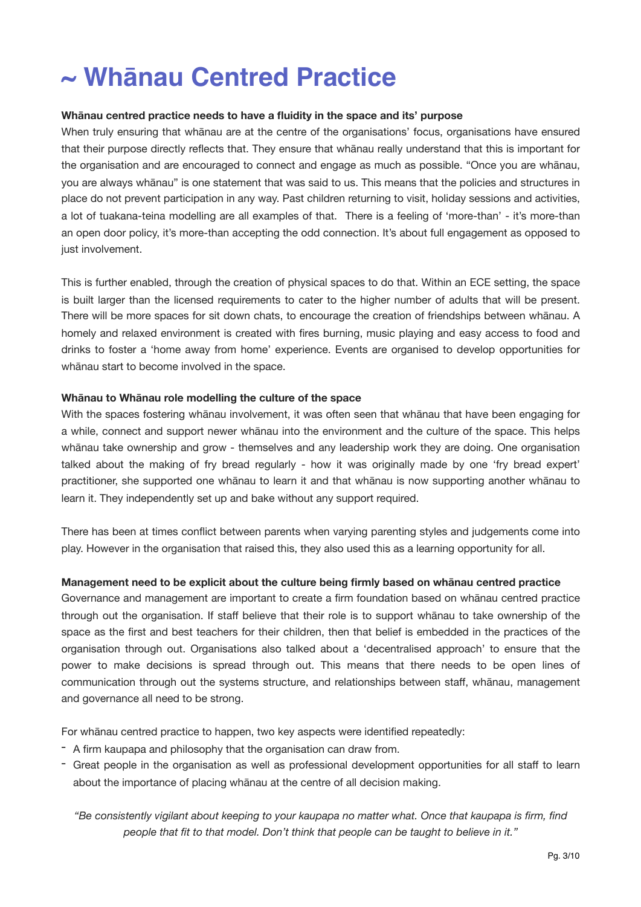# ~ Whānau Centred Practice

**Whānau centred practice needs to have a fluidity in the space and its' purpose**

When truly ensuring that whānau are at the centre of the organisations' focus, organisations have ensured that their purpose directly reflects that. They ensure that whānau really understand that this is important for the organisation and are encouraged to connect and engage as much as possible. "Once you are whānau, you are always whānau" is one statement that was said to us. This means that the policies and structures in place do not prevent participation in any way. Past children returning to visit, holiday sessions and activities, a lot of tuakana-teina modelling are all examples of that. There is a feeling of 'more-than' - it's more-than an open door policy, it's more-than accepting the odd connection. It's about full engagement as opposed to just involvement.

This is further enabled, through the creation of physical spaces to do that. Within an ECE setting, the space is built larger than the licensed requirements to cater to the higher number of adults that will be present. There will be more spaces for sit down chats, to encourage the creation of friendships between whānau. A homely and relaxed environment is created with fires burning, music playing and easy access to food and drinks to foster a 'home away from home' experience. Events are organised to develop opportunities for whānau start to become involved in the space.

**Whānau to Whānau role modelling the culture of the space**

With the spaces fostering whānau involvement, it was often seen that whānau that have been engaging for a while, connect and support newer whānau into the environment and the culture of the space. This helps whānau take ownership and grow - themselves and any leadership work they are doing. One organisation talked about the making of fry bread regularly - how it was originally made by one 'fry bread expert' practitioner, she supported one whānau to learn it and that whānau is now supporting another whānau to learn it. They independently set up and bake without any support required.

There has been at times conflict between parents when varying parenting styles and judgements come into play. However in the organisation that raised this, they also used this as a learning opportunity for all.

**Management need to be explicit about the culture being firmly based on whānau centred practice**

Governance and management are important to create a firm foundation based on whānau centred practice through out the organisation. If staff believe that their role is to support whānau to take ownership of the space as the first and best teachers for their children, then that belief is embedded in the practices of the organisation through out. Organisations also talked about a 'decentralised approach' to ensure that the power to make decisions is spread through out. This means that there needs to be open lines of communication through out the systems structure, and relationships between staff, whānau, management and governance all need to be strong.

For whānau centred practice to happen, two key aspects were identified repeatedly:

- A firm kaupapa and philosophy that the organisation can draw from.
- Great people in the organisation as well as professional development opportunities for all staff to learn about the importance of placing whānau at the centre of all decision making.

*"Be consistently vigilant about keeping to your kaupapa no matter what. Once that kaupapa is firm, find people that fit to that model. Don't think that people can be taught to believe in it."*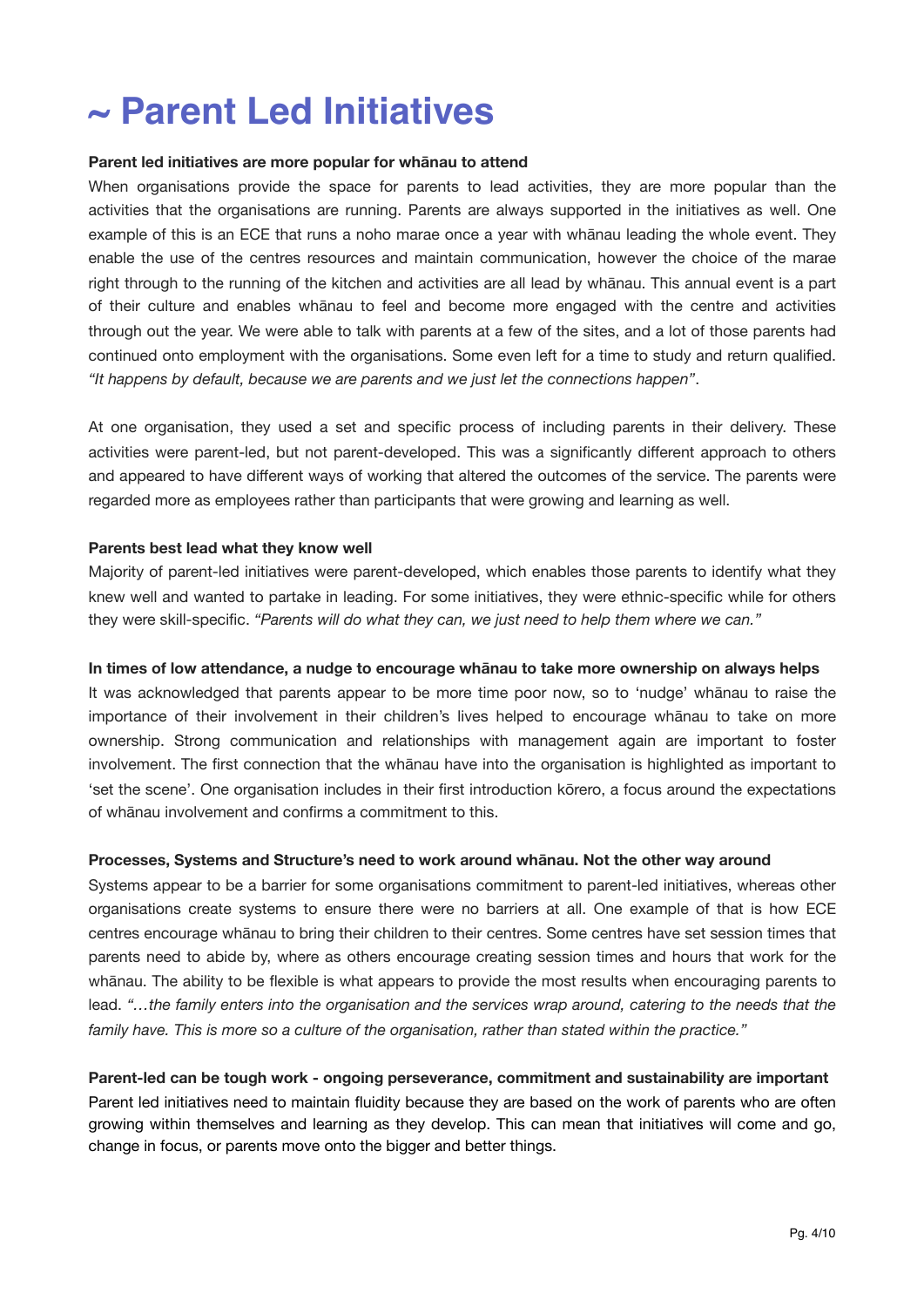# ~ Parent Led Initiatives

**Parent led initiatives are more popular for whānau to attend**

When organisations provide the space for parents to lead activities, they are more popular than the activities that the organisations are running. Parents are always supported in the initiatives as well. One example of this is an ECE that runs a noho marae once a year with whānau leading the whole event. They enable the use of the centres resources and maintain communication, however the choice of the marae right through to the running of the kitchen and activities are all lead by whānau. This annual event is a part of their culture and enables whānau to feel and become more engaged with the centre and activities through out the year. We were able to talk with parents at a few of the sites, and a lot of those parents had continued onto employment with the organisations. Some even left for a time to study and return qualified. *"It happens by default, because we are parents and we just let the connections happen"*.

At one organisation, they used a set and specific process of including parents in their delivery. These activities were parent-led, but not parent-developed. This was a significantly different approach to others and appeared to have different ways of working that altered the outcomes of the service. The parents were regarded more as employees rather than participants that were growing and learning as well.

**Parents best lead what they know well**

Majority of parent-led initiatives were parent-developed, which enables those parents to identify what they knew well and wanted to partake in leading. For some initiatives, they were ethnic-specific while for others they were skill-specific. *"Parents will do what they can, we just need to help them where we can."*

**In times of low attendance, a nudge to encourage whānau to take more ownership on always helps**

It was acknowledged that parents appear to be more time poor now, so to 'nudge' whānau to raise the importance of their involvement in their children's lives helped to encourage whānau to take on more ownership. Strong communication and relationships with management again are important to foster involvement. The first connection that the whānau have into the organisation is highlighted as important to 'set the scene'. One organisation includes in their first introduction kōrero, a focus around the expectations of whānau involvement and confirms a commitment to this.

**Processes, Systems and Structure's need to work around whānau. Not the other way around**

Systems appear to be a barrier for some organisations commitment to parent-led initiatives, whereas other organisations create systems to ensure there were no barriers at all. One example of that is how ECE centres encourage whānau to bring their children to their centres. Some centres have set session times that parents need to abide by, where as others encourage creating session times and hours that work for the whānau. The ability to be flexible is what appears to provide the most results when encouraging parents to lead. *"…the family enters into the organisation and the services wrap around, catering to the needs that the family have. This is more so a culture of the organisation, rather than stated within the practice."*

**Parent-led can be tough work - ongoing perseverance, commitment and sustainability are important**

Parent led initiatives need to maintain fluidity because they are based on the work of parents who are often growing within themselves and learning as they develop. This can mean that initiatives will come and go, change in focus, or parents move onto the bigger and better things.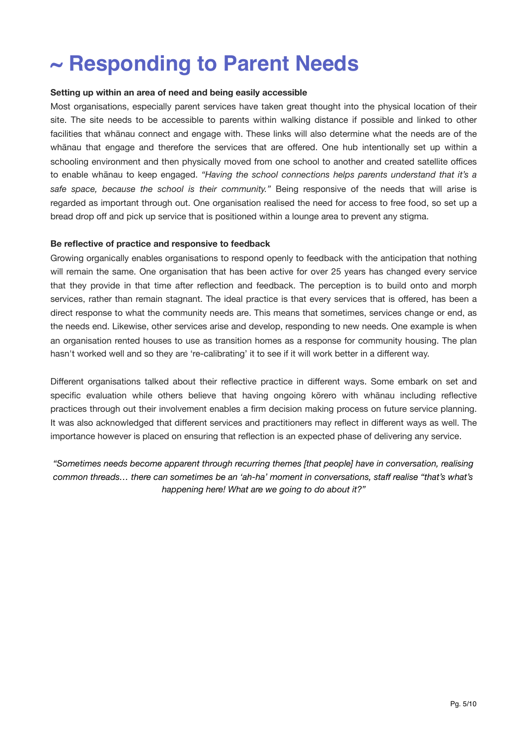# ~ Responding to Parent Needs

**Setting up within an area of need and being easily accessible**

Most organisations, especially parent services have taken great thought into the physical location of their site. The site needs to be accessible to parents within walking distance if possible and linked to other facilities that whānau connect and engage with. These links will also determine what the needs are of the whānau that engage and therefore the services that are offered. One hub intentionally set up within a schooling environment and then physically moved from one school to another and created satellite offices to enable whānau to keep engaged. *"Having the school connections helps parents understand that it's a safe space, because the school is their community."* Being responsive of the needs that will arise is regarded as important through out. One organisation realised the need for access to free food, so set up a bread drop off and pick up service that is positioned within a lounge area to prevent any stigma.

**Be reflective of practice and responsive to feedback**

Growing organically enables organisations to respond openly to feedback with the anticipation that nothing will remain the same. One organisation that has been active for over 25 years has changed every service that they provide in that time after reflection and feedback. The perception is to build onto and morph services, rather than remain stagnant. The ideal practice is that every services that is offered, has been a direct response to what the community needs are. This means that sometimes, services change or end, as the needs end. Likewise, other services arise and develop, responding to new needs. One example is when an organisation rented houses to use as transition homes as a response for community housing. The plan hasn't worked well and so they are 're-calibrating' it to see if it will work better in a different way.

Different organisations talked about their reflective practice in different ways. Some embark on set and specific evaluation while others believe that having ongoing kōrero with whānau including reflective practices through out their involvement enables a firm decision making process on future service planning. It was also acknowledged that different services and practitioners may reflect in different ways as well. The importance however is placed on ensuring that reflection is an expected phase of delivering any service.

*"Sometimes needs become apparent through recurring themes [that people] have in conversation, realising common threads… there can sometimes be an 'ah-ha' moment in conversations, staff realise "that's what's happening here! What are we going to do about it?"*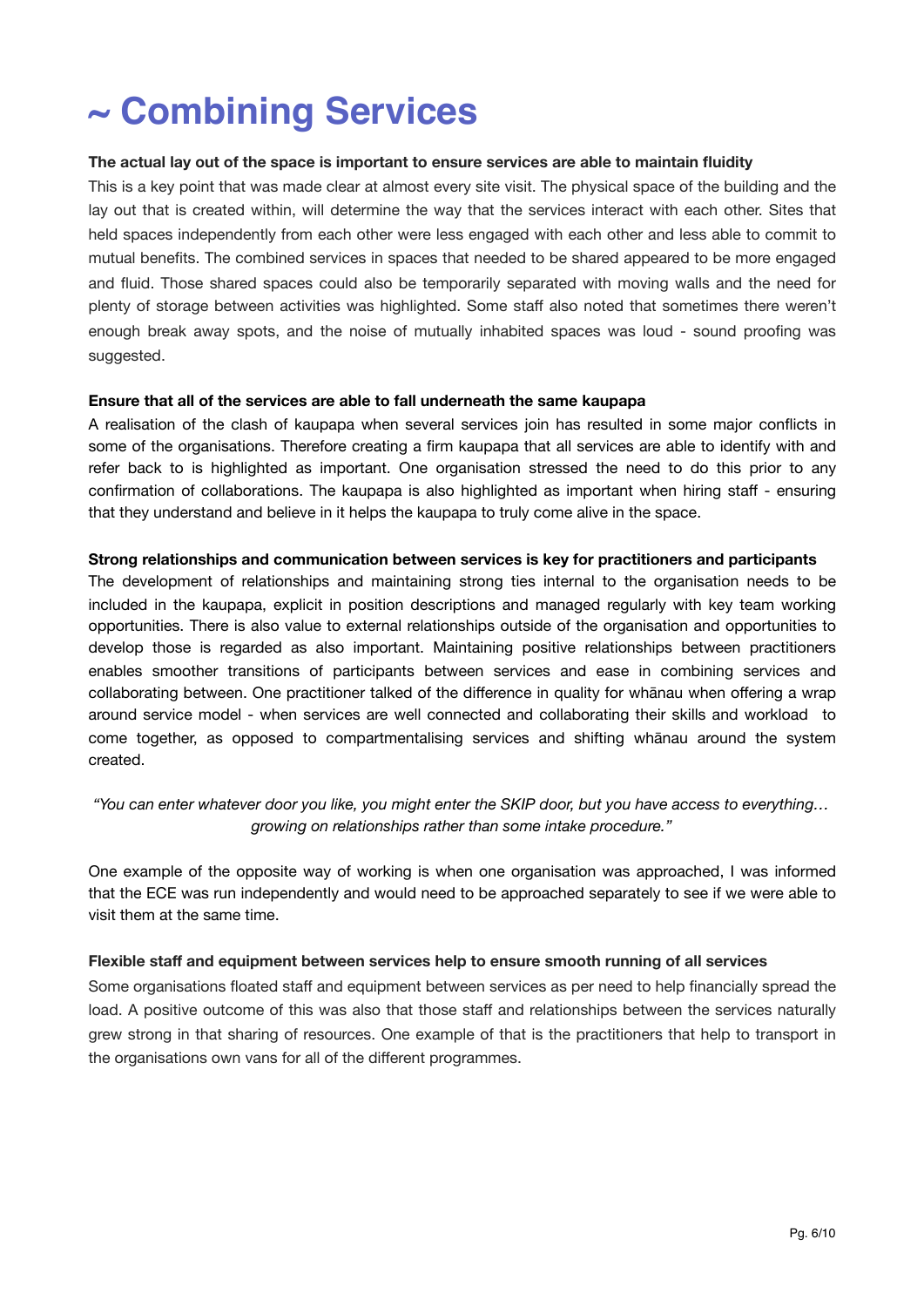# ~ Combining Services

**The actual lay out of the space is important to ensure services are able to maintain fluidity**

This is a key point that was made clear at almost every site visit. The physical space of the building and the lay out that is created within, will determine the way that the services interact with each other. Sites that held spaces independently from each other were less engaged with each other and less able to commit to mutual benefits. The combined services in spaces that needed to be shared appeared to be more engaged and fluid. Those shared spaces could also be temporarily separated with moving walls and the need for plenty of storage between activities was highlighted. Some staff also noted that sometimes there weren't enough break away spots, and the noise of mutually inhabited spaces was loud - sound proofing was suggested.

**Ensure that all of the services are able to fall underneath the same kaupapa**

A realisation of the clash of kaupapa when several services join has resulted in some major conflicts in some of the organisations. Therefore creating a firm kaupapa that all services are able to identify with and refer back to is highlighted as important. One organisation stressed the need to do this prior to any confirmation of collaborations. The kaupapa is also highlighted as important when hiring staff - ensuring that they understand and believe in it helps the kaupapa to truly come alive in the space.

**Strong relationships and communication between services is key for practitioners and participants**

The development of relationships and maintaining strong ties internal to the organisation needs to be included in the kaupapa, explicit in position descriptions and managed regularly with key team working opportunities. There is also value to external relationships outside of the organisation and opportunities to develop those is regarded as also important. Maintaining positive relationships between practitioners enables smoother transitions of participants between services and ease in combining services and collaborating between. One practitioner talked of the difference in quality for whānau when offering a wrap around service model - when services are well connected and collaborating their skills and workload to come together, as opposed to compartmentalising services and shifting whānau around the system created.

*"You can enter whatever door you like, you might enter the SKIP door, but you have access to everything… growing on relationships rather than some intake procedure."*

One example of the opposite way of working is when one organisation was approached, I was informed that the ECE was run independently and would need to be approached separately to see if we were able to visit them at the same time.

**Flexible staff and equipment between services help to ensure smooth running of all services**

Some organisations floated staff and equipment between services as per need to help financially spread the load. A positive outcome of this was also that those staff and relationships between the services naturally grew strong in that sharing of resources. One example of that is the practitioners that help to transport in the organisations own vans for all of the different programmes.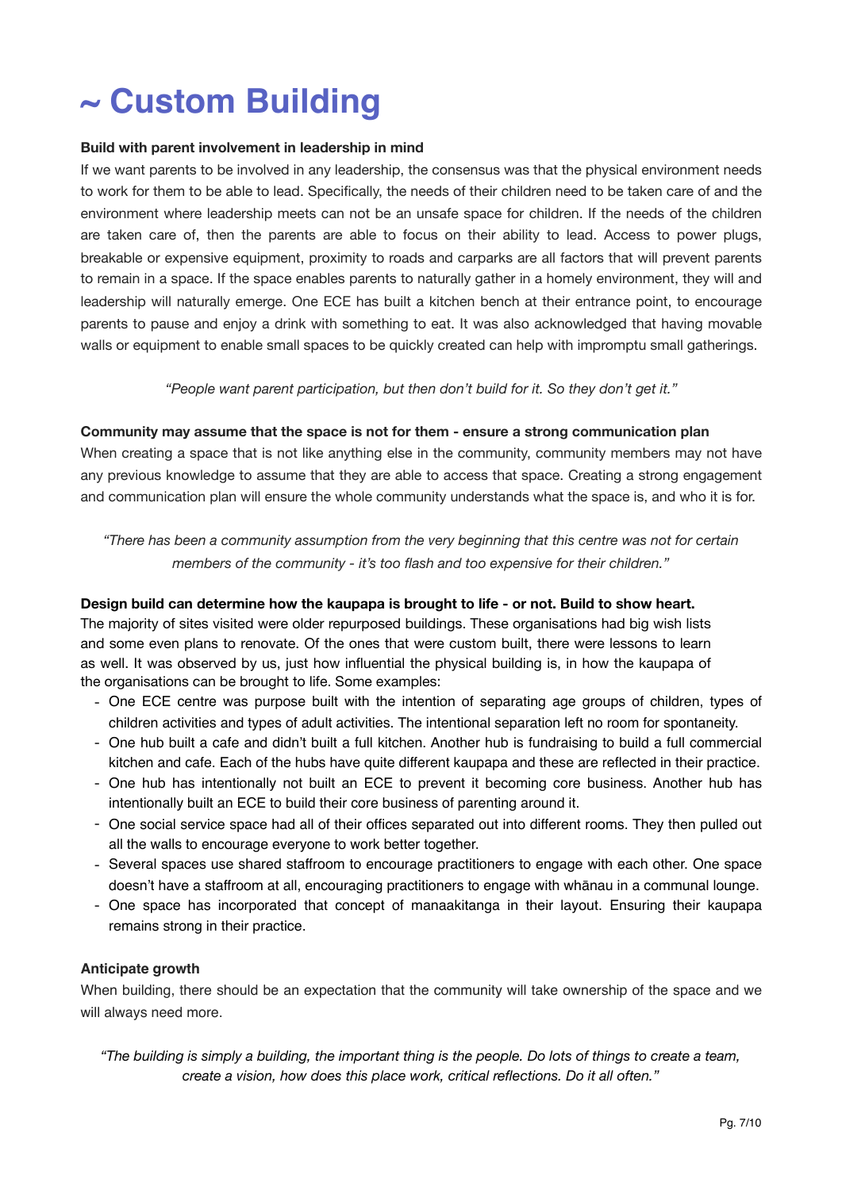# ~ Custom Building

**Build with parent involvement in leadership in mind**

If we want parents to be involved in any leadership, the consensus was that the physical environment needs to work for them to be able to lead. Specifically, the needs of their children need to be taken care of and the environment where leadership meets can not be an unsafe space for children. If the needs of the children are taken care of, then the parents are able to focus on their ability to lead. Access to power plugs, breakable or expensive equipment, proximity to roads and carparks are all factors that will prevent parents to remain in a space. If the space enables parents to naturally gather in a homely environment, they will and leadership will naturally emerge. One ECE has built a kitchen bench at their entrance point, to encourage parents to pause and enjoy a drink with something to eat. It was also acknowledged that having movable walls or equipment to enable small spaces to be quickly created can help with impromptu small gatherings.

*"People want parent participation, but then don't build for it. So they don't get it."*

**Community may assume that the space is not for them - ensure a strong communication plan**

When creating a space that is not like anything else in the community, community members may not have any previous knowledge to assume that they are able to access that space. Creating a strong engagement and communication plan will ensure the whole community understands what the space is, and who it is for.

*"There has been a community assumption from the very beginning that this centre was not for certain members of the community - it's too flash and too expensive for their children."*

**Design build can determine how the kaupapa is brought to life - or not. Build to show heart.**

The majority of sites visited were older repurposed buildings. These organisations had big wish lists and some even plans to renovate. Of the ones that were custom built, there were lessons to learn as well. It was observed by us, just how influential the physical building is, in how the kaupapa of the organisations can be brought to life. Some examples:

- One ECE centre was purpose built with the intention of separating age groups of children, types of children activities and types of adult activities. The intentional separation left no room for spontaneity.
- One hub built a cafe and didn't built a full kitchen. Another hub is fundraising to build a full commercial kitchen and cafe. Each of the hubs have quite different kaupapa and these are reflected in their practice.
- One hub has intentionally not built an ECE to prevent it becoming core business. Another hub has intentionally built an ECE to build their core business of parenting around it.
- One social service space had all of their offices separated out into different rooms. They then pulled out all the walls to encourage everyone to work better together.
- Several spaces use shared staffroom to encourage practitioners to engage with each other. One space doesn't have a staffroom at all, encouraging practitioners to engage with whānau in a communal lounge.
- One space has incorporated that concept of manaakitanga in their layout. Ensuring their kaupapa remains strong in their practice.

**Anticipate growth**

When building, there should be an expectation that the community will take ownership of the space and we will always need more.

*"The building is simply a building, the important thing is the people. Do lots of things to create a team, create a vision, how does this place work, critical reflections. Do it all often."*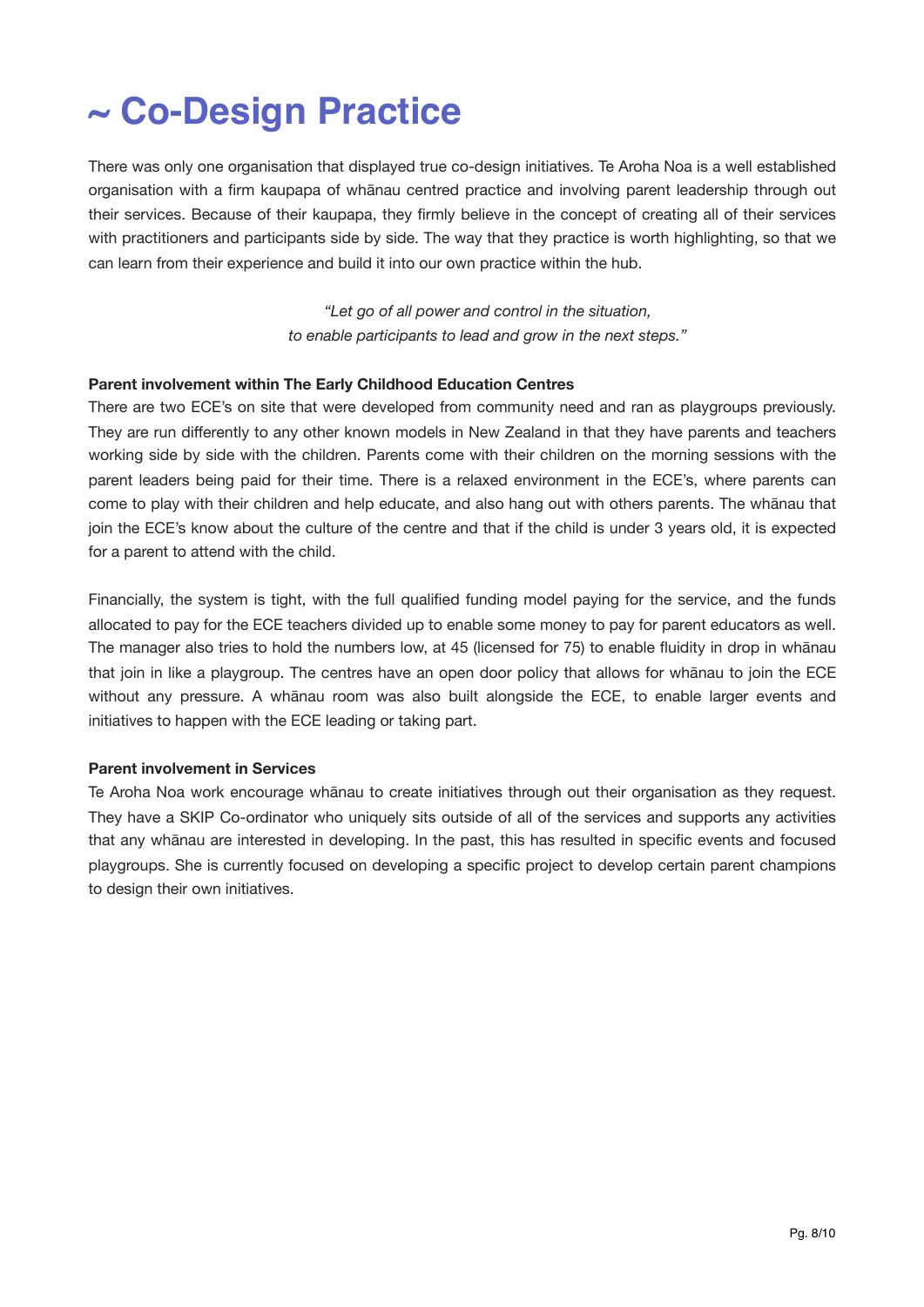# ~ Co-Design Practice

There was only one organisation that displayed true co-design initiatives. Te Aroha Noa is a well established organisation with a firm kaupapa of whānau centred practice and involving parent leadership through out their services. Because of their kaupapa, they firmly believe in the concept of creating all of their services with practitioners and participants side by side. The way that they practice is worth highlighting, so that we can learn from their experience and build it into our own practice within the hub.

> *"Let go of all power and control in the situation,*
> *to enable participants to lead and grow in the next steps."*

**Parent involvement within The Early Childhood Education Centres**

There are two ECE's on site that were developed from community need and ran as playgroups previously. They are run differently to any other known models in New Zealand in that they have parents and teachers working side by side with the children. Parents come with their children on the morning sessions with the parent leaders being paid for their time. There is a relaxed environment in the ECE's, where parents can come to play with their children and help educate, and also hang out with others parents. The whānau that join the ECE's know about the culture of the centre and that if the child is under 3 years old, it is expected for a parent to attend with the child.

Financially, the system is tight, with the full qualified funding model paying for the service, and the funds allocated to pay for the ECE teachers divided up to enable some money to pay for parent educators as well. The manager also tries to hold the numbers low, at 45 (licensed for 75) to enable fluidity in drop in whānau that join in like a playgroup. The centres have an open door policy that allows for whānau to join the ECE without any pressure. A whānau room was also built alongside the ECE, to enable larger events and initiatives to happen with the ECE leading or taking part.

**Parent involvement in Services**

Te Aroha Noa work encourage whānau to create initiatives through out their organisation as they request. They have a SKIP Co-ordinator who uniquely sits outside of all of the services and supports any activities that any whānau are interested in developing. In the past, this has resulted in specific events and focused playgroups. She is currently focused on developing a specific project to develop certain parent champions to design their own initiatives.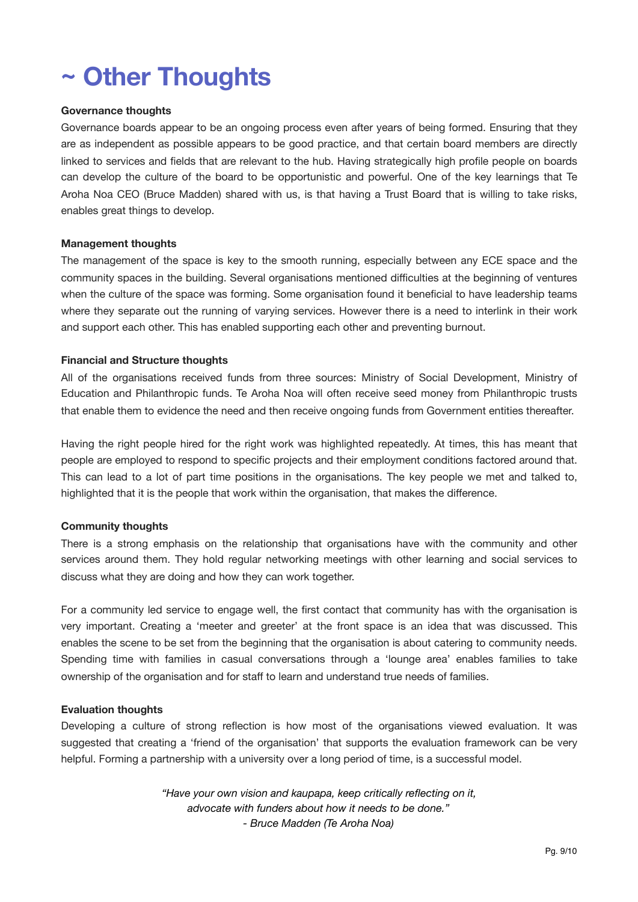# ~ Other Thoughts

**Governance thoughts**

Governance boards appear to be an ongoing process even after years of being formed. Ensuring that they are as independent as possible appears to be good practice, and that certain board members are directly linked to services and fields that are relevant to the hub. Having strategically high profile people on boards can develop the culture of the board to be opportunistic and powerful. One of the key learnings that Te Aroha Noa CEO (Bruce Madden) shared with us, is that having a Trust Board that is willing to take risks, enables great things to develop.

**Management thoughts**

The management of the space is key to the smooth running, especially between any ECE space and the community spaces in the building. Several organisations mentioned difficulties at the beginning of ventures when the culture of the space was forming. Some organisation found it beneficial to have leadership teams where they separate out the running of varying services. However there is a need to interlink in their work and support each other. This has enabled supporting each other and preventing burnout.

**Financial and Structure thoughts**

All of the organisations received funds from three sources: Ministry of Social Development, Ministry of Education and Philanthropic funds. Te Aroha Noa will often receive seed money from Philanthropic trusts that enable them to evidence the need and then receive ongoing funds from Government entities thereafter.

Having the right people hired for the right work was highlighted repeatedly. At times, this has meant that people are employed to respond to specific projects and their employment conditions factored around that. This can lead to a lot of part time positions in the organisations. The key people we met and talked to, highlighted that it is the people that work within the organisation, that makes the difference.

**Community thoughts**

There is a strong emphasis on the relationship that organisations have with the community and other services around them. They hold regular networking meetings with other learning and social services to discuss what they are doing and how they can work together.

For a community led service to engage well, the first contact that community has with the organisation is very important. Creating a 'meeter and greeter' at the front space is an idea that was discussed. This enables the scene to be set from the beginning that the organisation is about catering to community needs. Spending time with families in casual conversations through a 'lounge area' enables families to take ownership of the organisation and for staff to learn and understand true needs of families.

**Evaluation thoughts**

Developing a culture of strong reflection is how most of the organisations viewed evaluation. It was suggested that creating a 'friend of the organisation' that supports the evaluation framework can be very helpful. Forming a partnership with a university over a long period of time, is a successful model.

*"Have your own vision and kaupapa, keep critically reflecting on it,*
*advocate with funders about how it needs to be done."*
*- Bruce Madden (Te Aroha Noa)*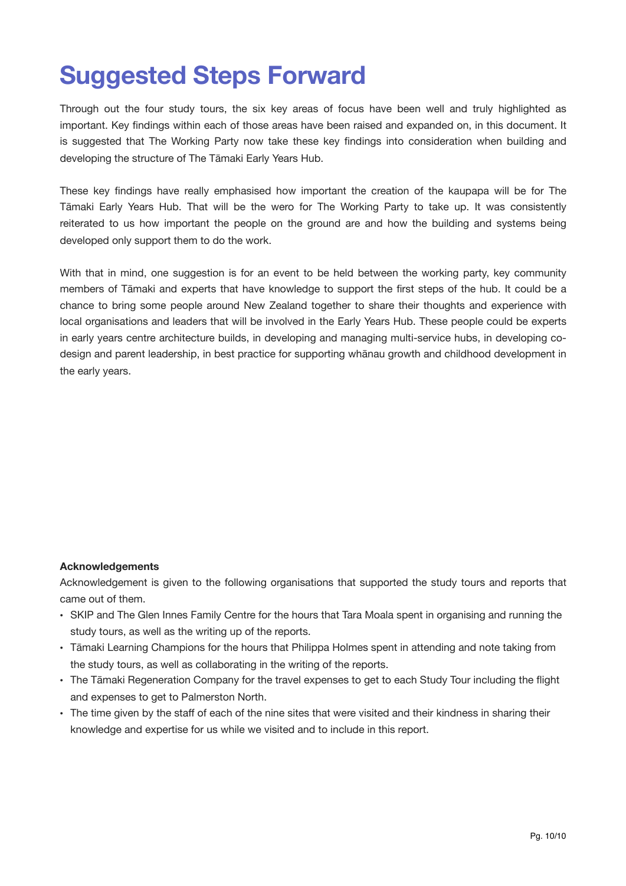# Suggested Steps Forward

Through out the four study tours, the six key areas of focus have been well and truly highlighted as important. Key findings within each of those areas have been raised and expanded on, in this document. It is suggested that The Working Party now take these key findings into consideration when building and developing the structure of The Tāmaki Early Years Hub.

These key findings have really emphasised how important the creation of the kaupapa will be for The Tāmaki Early Years Hub. That will be the wero for The Working Party to take up. It was consistently reiterated to us how important the people on the ground are and how the building and systems being developed only support them to do the work.

With that in mind, one suggestion is for an event to be held between the working party, key community members of Tāmaki and experts that have knowledge to support the first steps of the hub. It could be a chance to bring some people around New Zealand together to share their thoughts and experience with local organisations and leaders that will be involved in the Early Years Hub. These people could be experts in early years centre architecture builds, in developing and managing multi-service hubs, in developing co-design and parent leadership, in best practice for supporting whānau growth and childhood development in the early years.

**Acknowledgements**

Acknowledgement is given to the following organisations that supported the study tours and reports that came out of them.

- SKIP and The Glen Innes Family Centre for the hours that Tara Moala spent in organising and running the study tours, as well as the writing up of the reports.
- Tāmaki Learning Champions for the hours that Philippa Holmes spent in attending and note taking from the study tours, as well as collaborating in the writing of the reports.
- The Tāmaki Regeneration Company for the travel expenses to get to each Study Tour including the flight and expenses to get to Palmerston North.
- The time given by the staff of each of the nine sites that were visited and their kindness in sharing their knowledge and expertise for us while we visited and to include in this report.